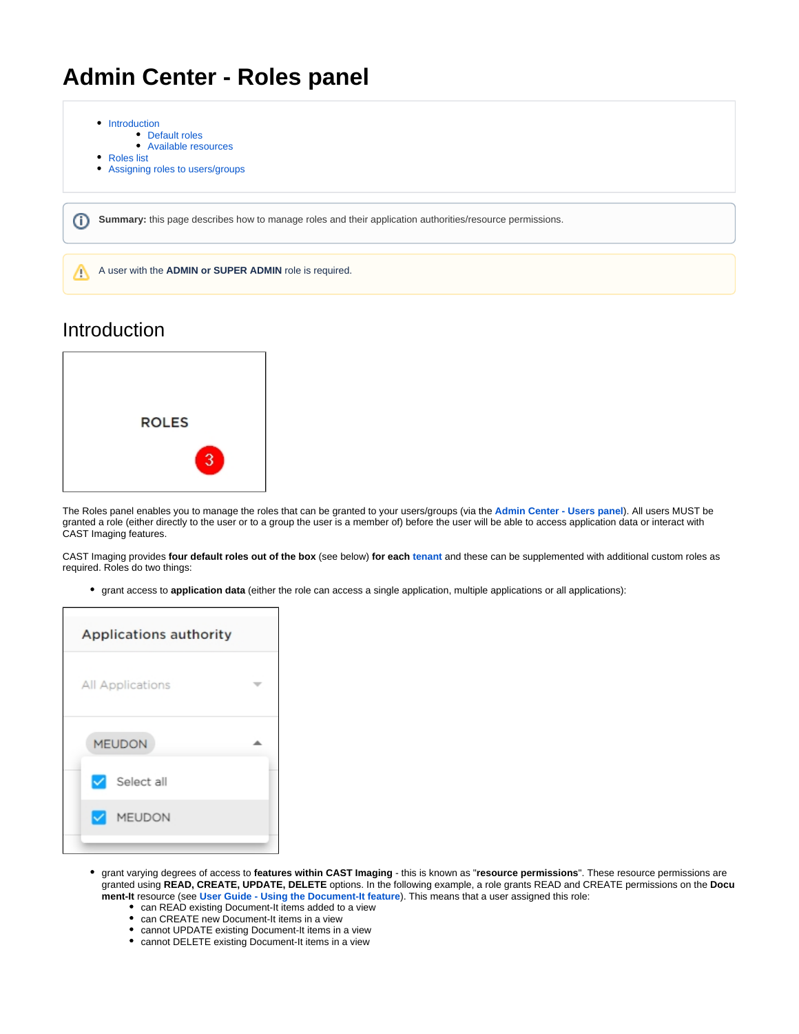# Admin Center - Roles panel

- Introduction
  - Default roles
  - Available resources
- Roles list
- Assigning roles to users/groups

**Summary:** this page describes how to manage roles and their application authorities/resource permissions.

A user with the **ADMIN or SUPER ADMIN** role is required.

## Introduction

The Roles panel enables you to manage the roles that can be granted to your users/groups (via the **Admin Center - Users panel**). All users MUST be granted a role (either directly to the user or to a group the user is a member of) before the user will be able to access application data or interact with CAST Imaging features.

CAST Imaging provides **four default roles out of the box** (see below) **for each tenant** and these can be supplemented with additional custom roles as required. Roles do two things:

- grant access to **application data** (either the role can access a single application, multiple applications or all applications):

- grant varying degrees of access to **features within CAST Imaging** - this is known as "**resource permissions**". These resource permissions are granted using **READ, CREATE, UPDATE, DELETE** options. In the following example, a role grants READ and CREATE permissions on the **Document-It** resource (see **User Guide - Using the Document-It feature**). This means that a user assigned this role:
  - can READ existing Document-It items added to a view
  - can CREATE new Document-It items in a view
  - cannot UPDATE existing Document-It items in a view
  - cannot DELETE existing Document-It items in a view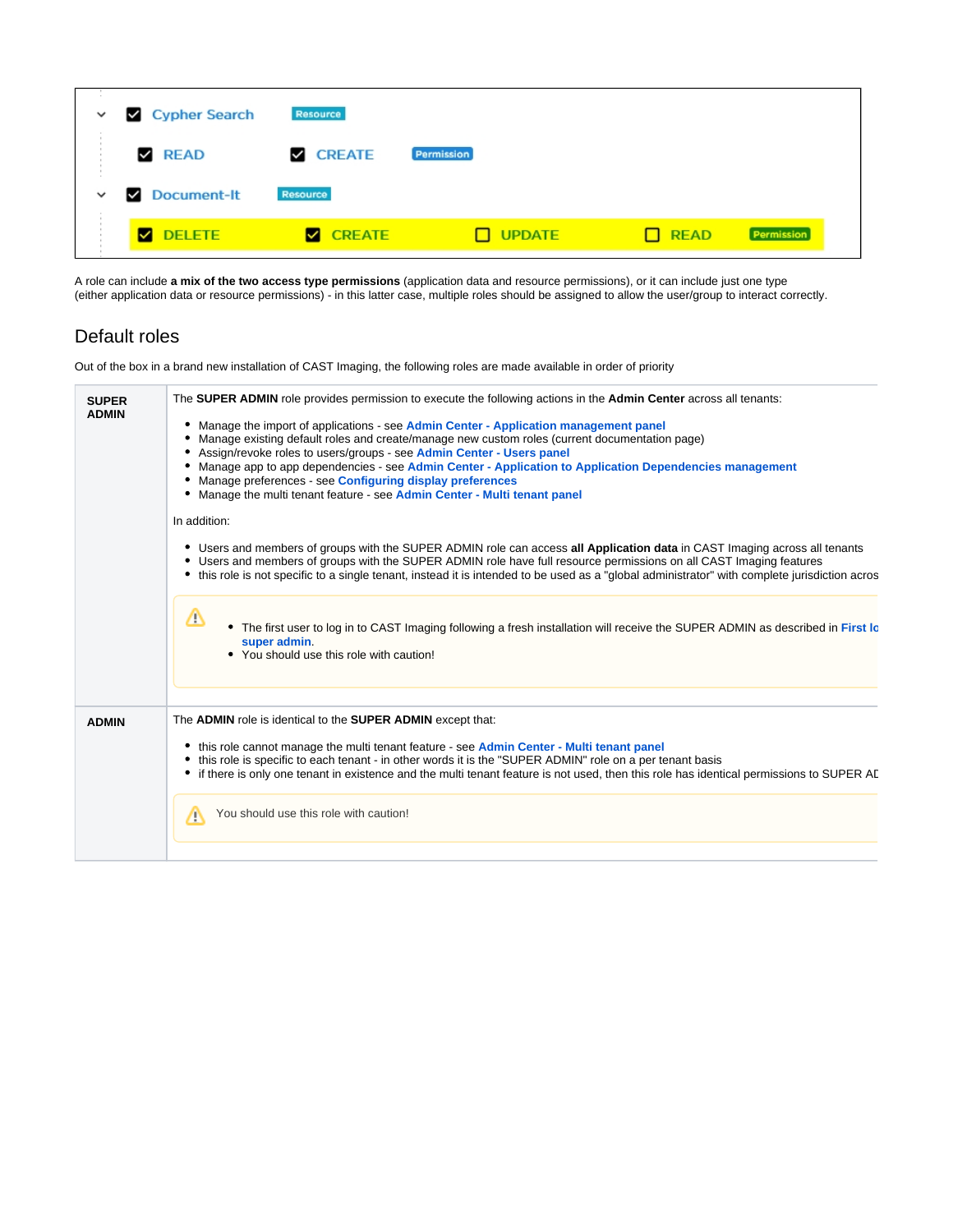| | | | | |
|---|---|---|---|---|
| ☑ Cypher Search | Resource | | | |
| ☑ READ | ☑ CREATE | Permission | | |
| ☑ Document-It | Resource | | | |
| ☑ DELETE | ☑ CREATE | ☐ UPDATE | ☐ READ | Permission |

A role can include **a mix of the two access type permissions** (application data and resource permissions), or it can include just one type (either application data or resource permissions) - in this latter case, multiple roles should be assigned to allow the user/group to interact correctly.

## Default roles

Out of the box in a brand new installation of CAST Imaging, the following roles are made available in order of priority

| | |
|---|---|
| **SUPER ADMIN** | The **SUPER ADMIN** role provides permission to execute the following actions in the **Admin Center** across all tenants:<br><br>• Manage the import of applications - see **Admin Center - Application management panel**<br>• Manage existing default roles and create/manage new custom roles (current documentation page)<br>• Assign/revoke roles to users/groups - see **Admin Center - Users panel**<br>• Manage app to app dependencies - see **Admin Center - Application to Application Dependencies management**<br>• Manage preferences - see **Configuring display preferences**<br>• Manage the multi tenant feature - see **Admin Center - Multi tenant panel**<br><br>In addition:<br><br>• Users and members of groups with the SUPER ADMIN role can access **all Application data** in CAST Imaging across all tenants<br>• Users and members of groups with the SUPER ADMIN role have full resource permissions on all CAST Imaging features<br>• this role is not specific to a single tenant, instead it is intended to be used as a "global administrator" with complete jurisdiction acros<br><br>⚠ • The first user to log in to CAST Imaging following a fresh installation will receive the SUPER ADMIN as described in **First lo super admin**.<br>• You should use this role with caution! |
| **ADMIN** | The **ADMIN** role is identical to the **SUPER ADMIN** except that:<br><br>• this role cannot manage the multi tenant feature - see **Admin Center - Multi tenant panel**<br>• this role is specific to each tenant - in other words it is the "SUPER ADMIN" role on a per tenant basis<br>• if there is only one tenant in existence and the multi tenant feature is not used, then this role has identical permissions to SUPER AD<br><br>⚠ You should use this role with caution! |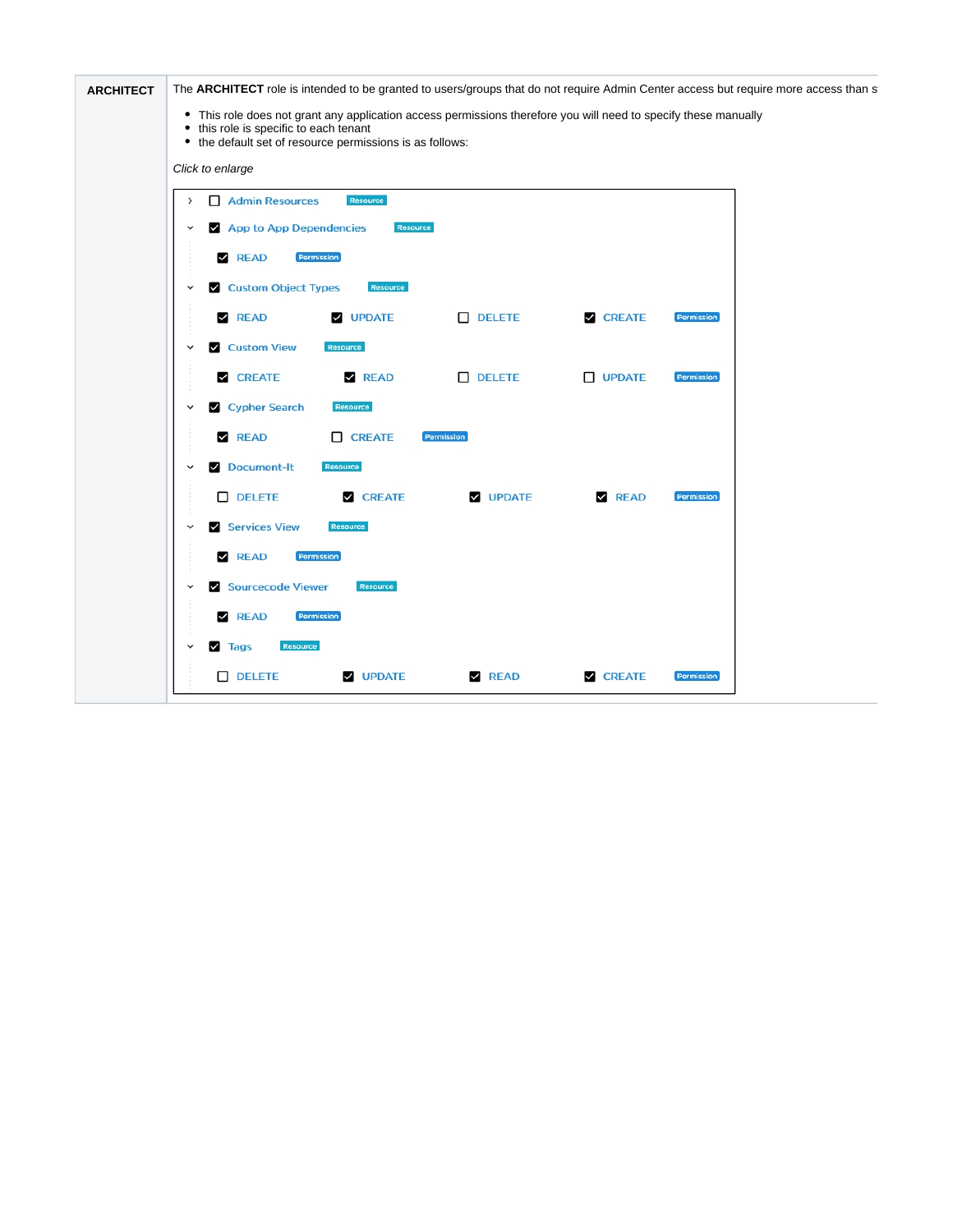| | |
|---|---|
| **ARCHITECT** | The **ARCHITECT** role is intended to be granted to users/groups that do not require Admin Center access but require more access than s<br><br>• This role does not grant any application access permissions therefore you will need to specify these manually<br>• this role is specific to each tenant<br>• the default set of resource permissions is as follows:<br><br>*Click to enlarge*<br><br>› ☐ Admin Resources `Resource`<br>⌄ ☑ App to App Dependencies `Resource`<br>  ☑ READ `Permission`<br>⌄ ☑ Custom Object Types `Resource`<br>  ☑ READ ☑ UPDATE ☐ DELETE ☑ CREATE `Permission`<br>⌄ ☑ Custom View `Resource`<br>  ☑ CREATE ☑ READ ☐ DELETE ☐ UPDATE `Permission`<br>⌄ ☑ Cypher Search `Resource`<br>  ☑ READ ☐ CREATE `Permission`<br>⌄ ☑ Document-It `Resource`<br>  ☐ DELETE ☑ CREATE ☑ UPDATE ☑ READ `Permission`<br>⌄ ☑ Services View `Resource`<br>  ☑ READ `Permission`<br>⌄ ☑ Sourcecode Viewer `Resource`<br>  ☑ READ `Permission`<br>⌄ ☑ Tags `Resource`<br>  ☐ DELETE ☑ UPDATE ☑ READ ☑ CREATE `Permission` |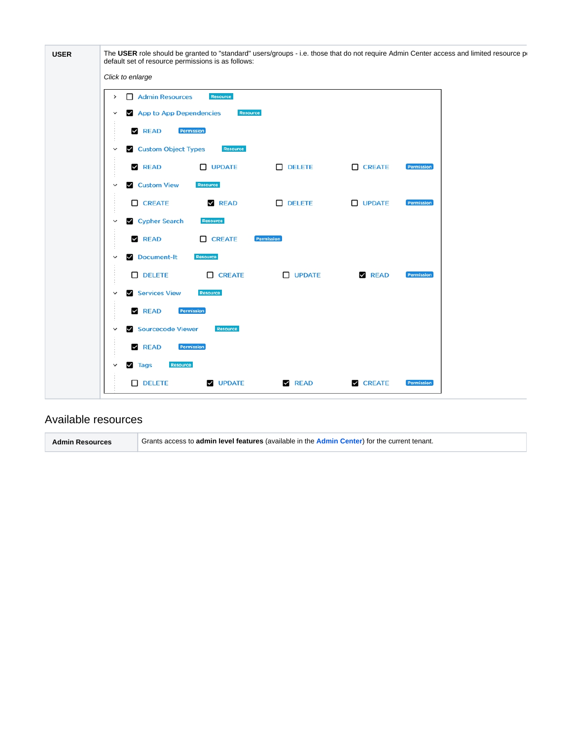| USER | The **USER** role should be granted to "standard" users/groups - i.e. those that do not require Admin Center access and limited resource p default set of resource permissions is as follows:<br><br>*Click to enlarge*<br><br>☐ Admin Resources `Resource`<br>☑ App to App Dependencies `Resource`<br>&nbsp;&nbsp;&nbsp;&nbsp;☑ READ `Permission`<br>☑ Custom Object Types `Resource`<br>&nbsp;&nbsp;&nbsp;&nbsp;☑ READ ☐ UPDATE ☐ DELETE ☐ CREATE `Permission`<br>☑ Custom View `Resource`<br>&nbsp;&nbsp;&nbsp;&nbsp;☐ CREATE ☑ READ ☐ DELETE ☐ UPDATE `Permission`<br>☑ Cypher Search `Resource`<br>&nbsp;&nbsp;&nbsp;&nbsp;☑ READ ☐ CREATE `Permission`<br>☑ Document-It `Resource`<br>&nbsp;&nbsp;&nbsp;&nbsp;☐ DELETE ☐ CREATE ☐ UPDATE ☑ READ `Permission`<br>☑ Services View `Resource`<br>&nbsp;&nbsp;&nbsp;&nbsp;☑ READ `Permission`<br>☑ Sourcecode Viewer `Resource`<br>&nbsp;&nbsp;&nbsp;&nbsp;☑ READ `Permission`<br>☑ Tags `Resource`<br>&nbsp;&nbsp;&nbsp;&nbsp;☐ DELETE ☑ UPDATE ☑ READ ☑ CREATE `Permission` |
|---|---|

## Available resources

| **Admin Resources** | Grants access to **admin level features** (available in the **Admin Center**) for the current tenant. |
|---|---|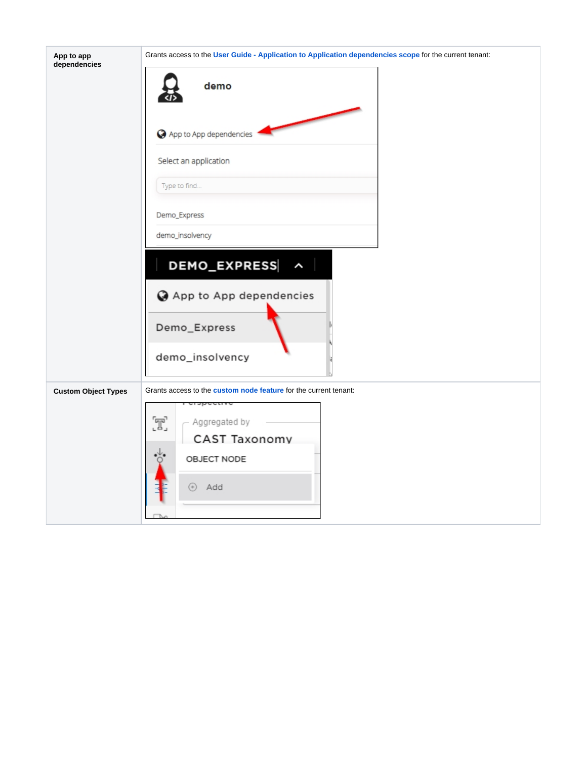| | |
|---|---|
| **App to app dependencies** | Grants access to the **User Guide - Application to Application dependencies scope** for the current tenant: |
| **Custom Object Types** | Grants access to the **custom node feature** for the current tenant: |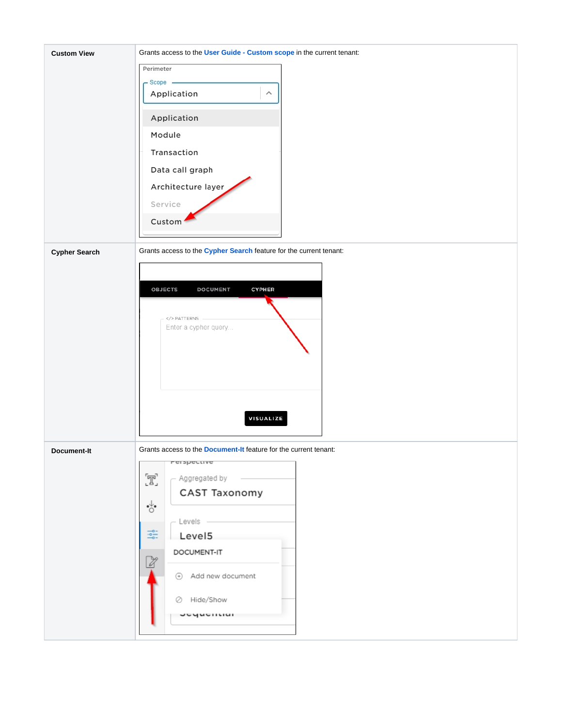| | |
|---|---|
| **Custom View** | Grants access to the **User Guide - Custom scope** in the current tenant: |
| **Cypher Search** | Grants access to the **Cypher Search** feature for the current tenant: |
| **Document-It** | Grants access to the **Document-It** feature for the current tenant: |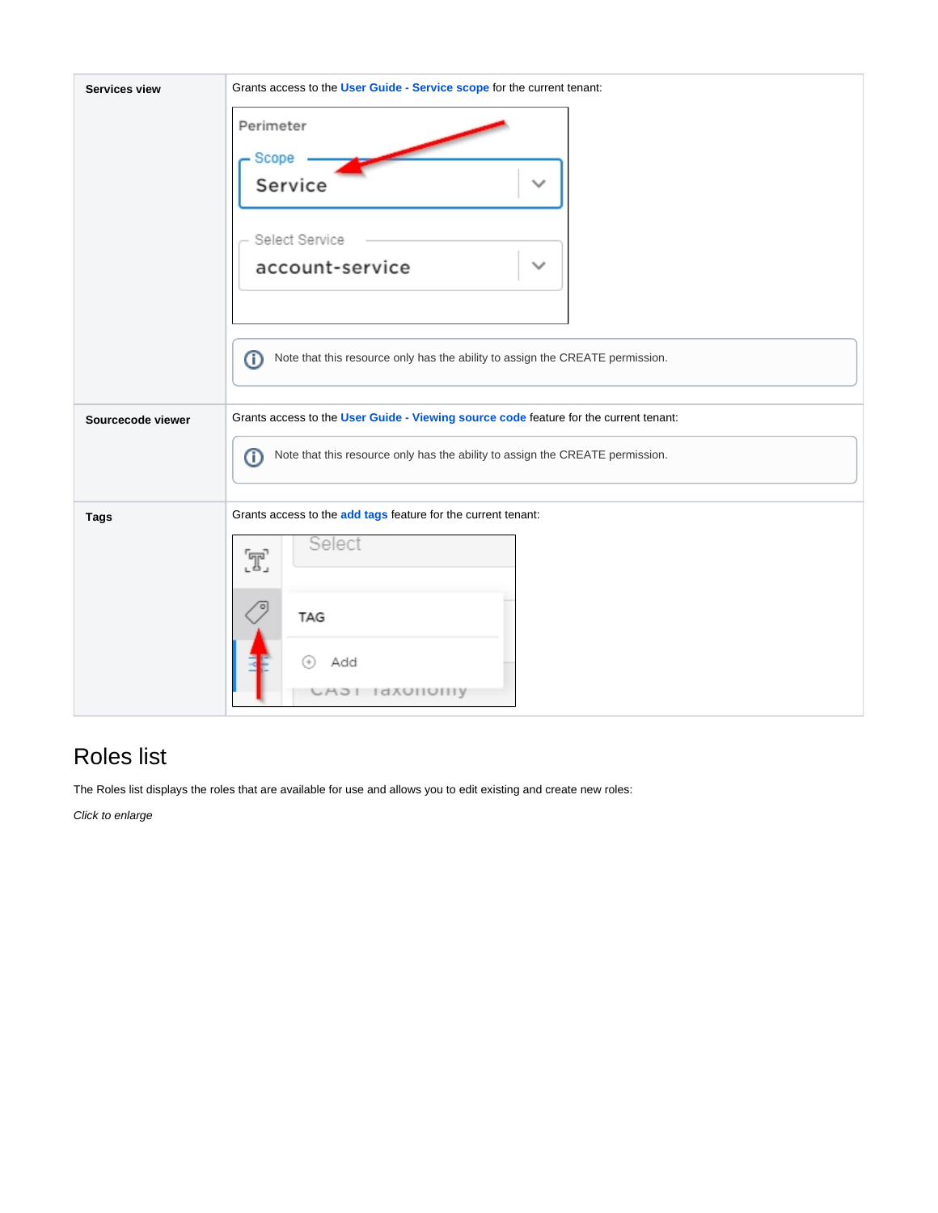| | |
|---|---|
| **Services view** | Grants access to the **User Guide - Service scope** for the current tenant: Note that this resource only has the ability to assign the CREATE permission. |
| **Sourcecode viewer** | Grants access to the **User Guide - Viewing source code** feature for the current tenant: Note that this resource only has the ability to assign the CREATE permission. |
| **Tags** | Grants access to the **add tags** feature for the current tenant: |

## Roles list

The Roles list displays the roles that are available for use and allows you to edit existing and create new roles:

*Click to enlarge*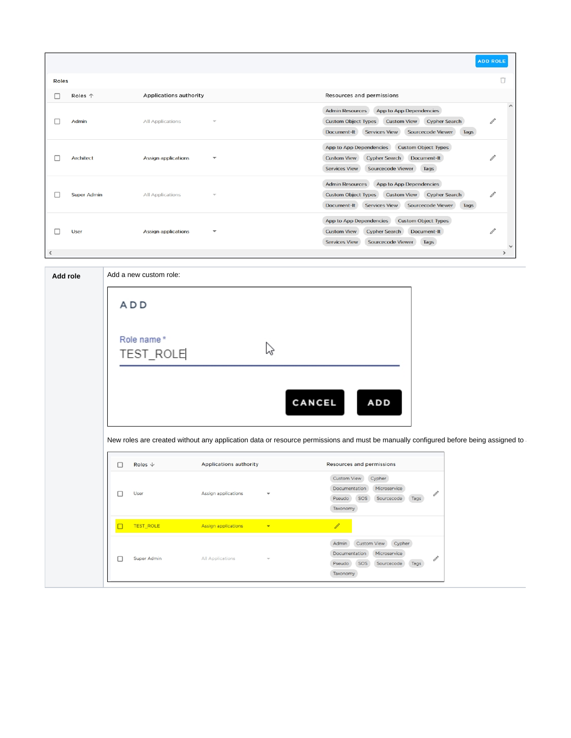| ADD ROLE | | | |
|---|---|---|---|
| **Roles** | | | |
| Roles ↑ | Applications authority | Resources and permissions | |
| Admin | All Applications | Admin Resources, App to App Dependencies, Custom Object Types, Custom View, Cypher Search, Document-It, Services View, Sourcecode Viewer, Tags | |
| Architect | Assign applications | App to App Dependencies, Custom Object Types, Custom View, Cypher Search, Document-It, Services View, Sourcecode Viewer, Tags | |
| Super Admin | All Applications | Admin Resources, App to App Dependencies, Custom Object Types, Custom View, Cypher Search, Document-It, Services View, Sourcecode Viewer, Tags | |
| User | Assign applications | App to App Dependencies, Custom Object Types, Custom View, Cypher Search, Document-It, Services View, Sourcecode Viewer, Tags | |

| | |
|---|---|
| **Add role** | Add a new custom role: |

**ADD**

Role name *
TEST_ROLE

CANCEL | ADD

New roles are created without any application data or resource permissions and must be manually configured before being assigned to

| Roles ↓ | Applications authority | Resources and permissions |
|---|---|---|
| User | Assign applications | Custom View, Cypher, Documentation, Microservice, Pseudo, SOS, Sourcecode, Tags, Taxonomy |
| TEST_ROLE | Assign applications | |
| Super Admin | All Applications | Admin, Custom View, Cypher, Documentation, Microservice, Pseudo, SOS, Sourcecode, Tags, Taxonomy |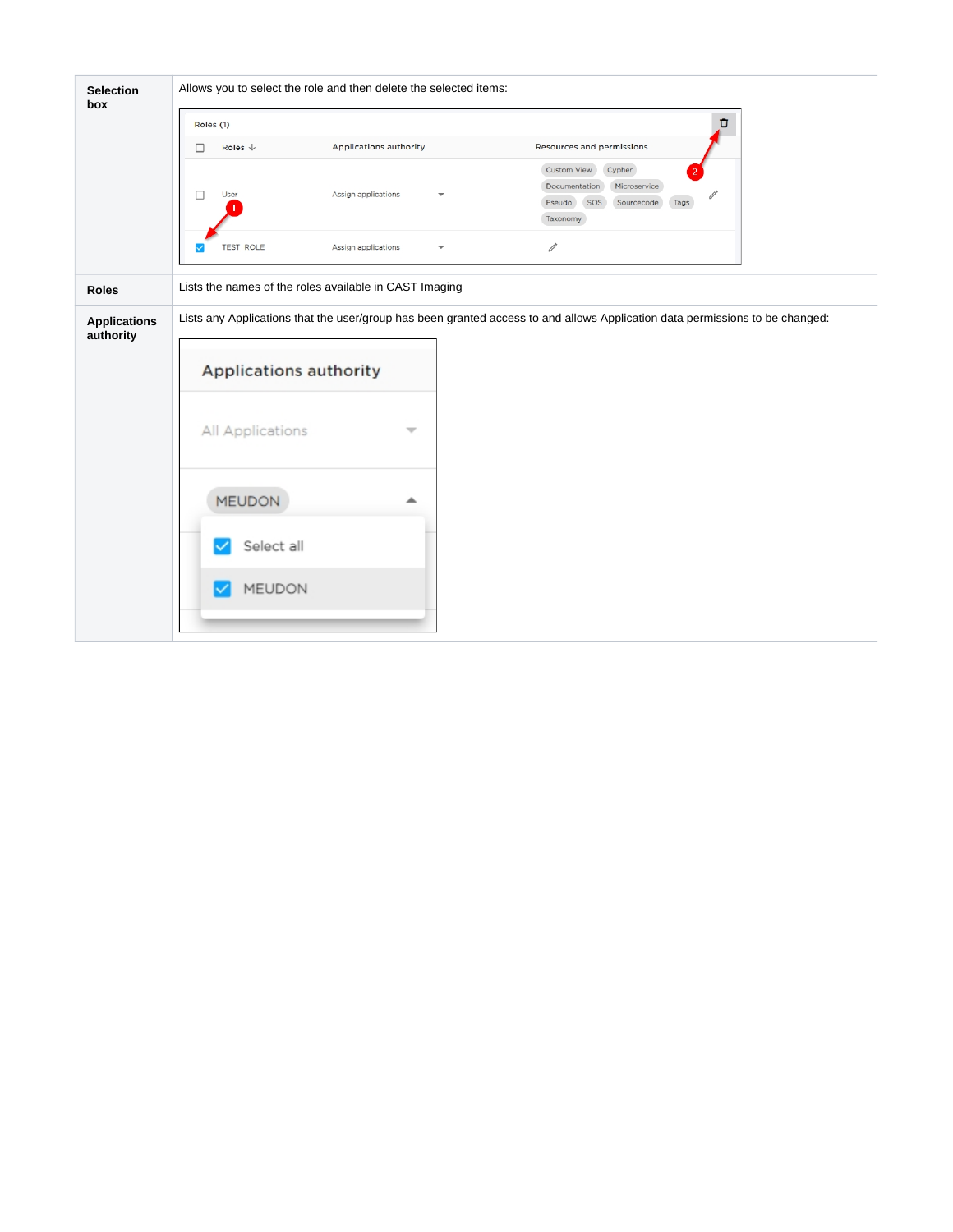| | |
|---|---|
| **Selection box** | Allows you to select the role and then delete the selected items: |
| **Roles** | Lists the names of the roles available in CAST Imaging |
| **Applications authority** | Lists any Applications that the user/group has been granted access to and allows Application data permissions to be changed: |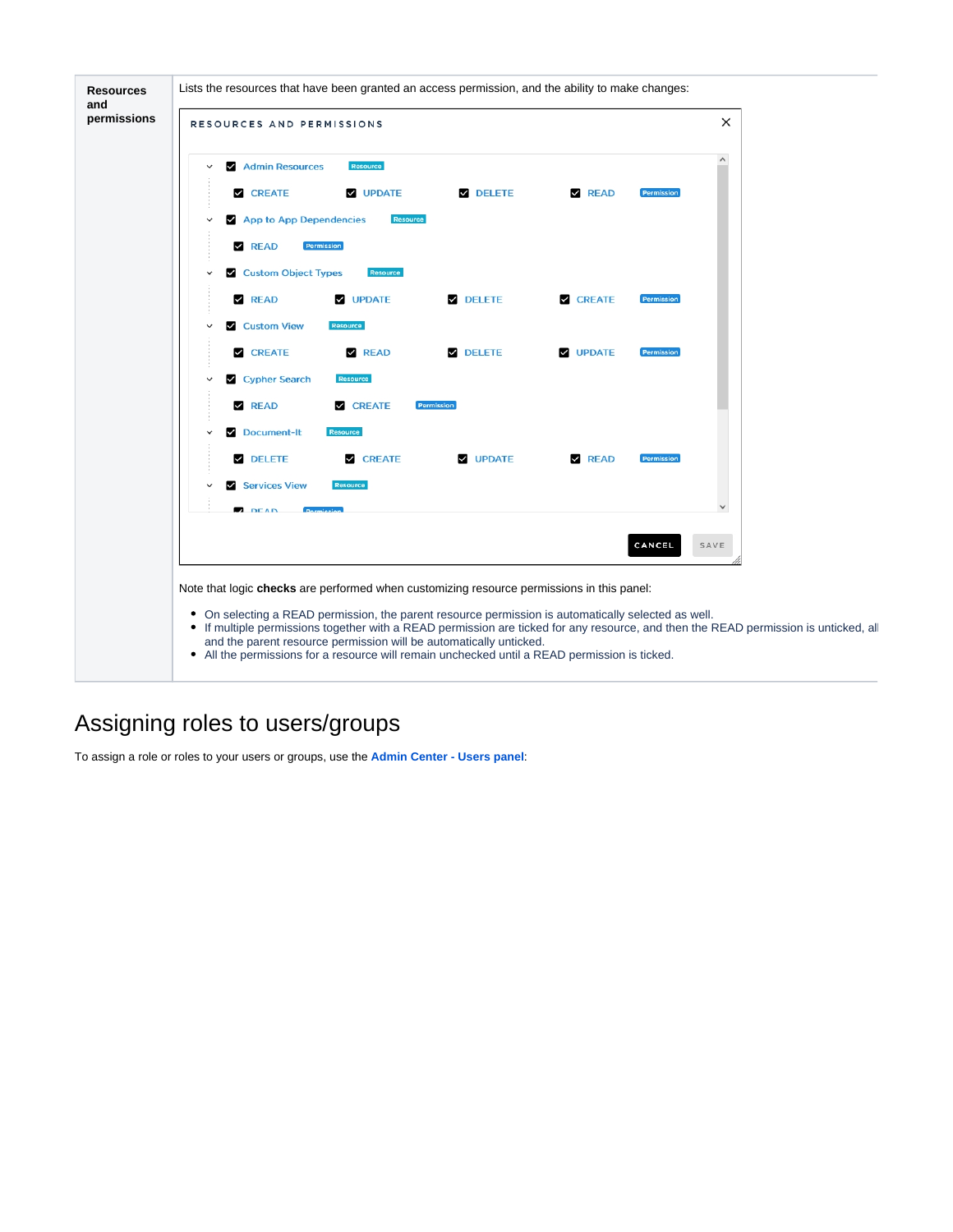| | |
|---|---|
| **Resources and permissions** | Lists the resources that have been granted an access permission, and the ability to make changes:<br><br>Note that logic **checks** are performed when customizing resource permissions in this panel:<br><br>• On selecting a READ permission, the parent resource permission is automatically selected as well.<br>• If multiple permissions together with a READ permission are ticked for any resource, and then the READ permission is unticked, all and the parent resource permission will be automatically unticked.<br>• All the permissions for a resource will remain unchecked until a READ permission is ticked. |

## Assigning roles to users/groups

To assign a role or roles to your users or groups, use the **Admin Center - Users panel**: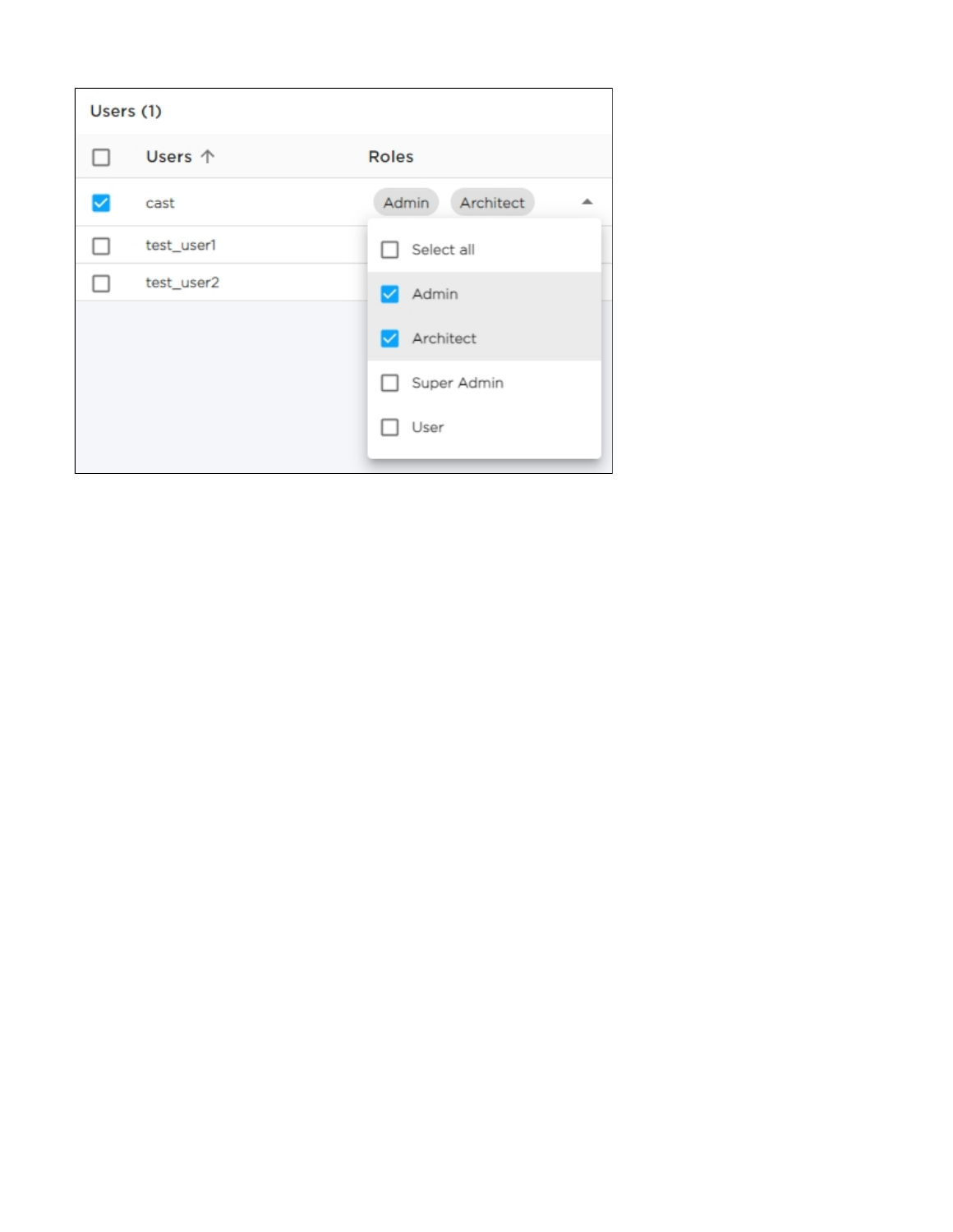Users (1)

| | Users ↑ | Roles |
|---|---|---|
| ☑ | cast | Admin Architect |
| ☐ | test_user1 | |
| ☐ | test_user2 | |

- ☐ Select all
- ☑ Admin
- ☑ Architect
- ☐ Super Admin
- ☐ User